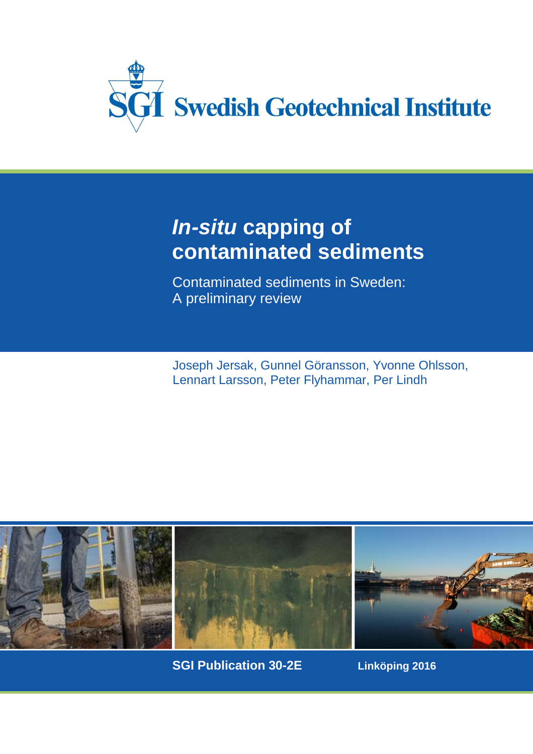Swedish Geotechnical Institute

# *In-situ* capping of contaminated sediments

Contaminated sediments in Sweden:
A preliminary review

Joseph Jersak, Gunnel Göransson, Yvonne Ohlsson, Lennart Larsson, Peter Flyhammar, Per Lindh

**SGI Publication 30-2E**

**Linköping 2016**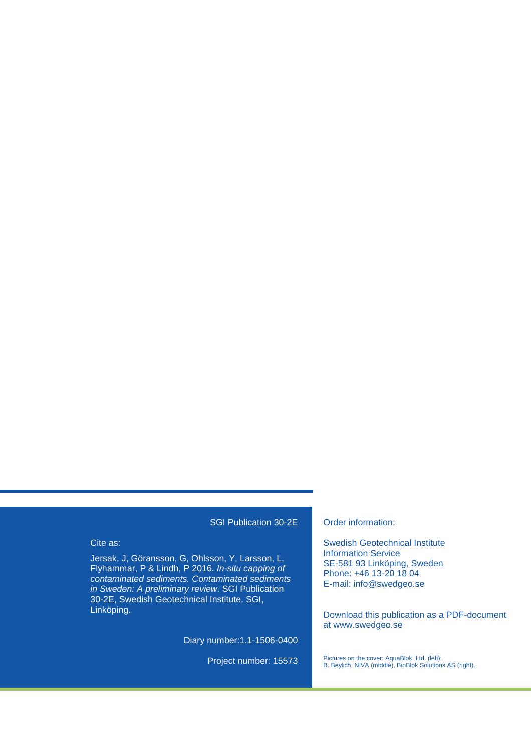SGI Publication 30-2E

Cite as:

Jersak, J, Göransson, G, Ohlsson, Y, Larsson, L, Flyhammar, P & Lindh, P 2016. *In-situ capping of contaminated sediments. Contaminated sediments in Sweden: A preliminary review*. SGI Publication 30-2E, Swedish Geotechnical Institute, SGI, Linköping.

Diary number:1.1-1506-0400

Project number: 15573

Order information:

Swedish Geotechnical Institute
Information Service
SE-581 93 Linköping, Sweden
Phone: +46 13-20 18 04
E-mail: info@swedgeo.se

Download this publication as a PDF-document at www.swedgeo.se

Pictures on the cover: AquaBlok, Ltd. (left), B. Beylich, NIVA (middle), BioBlok Solutions AS (right).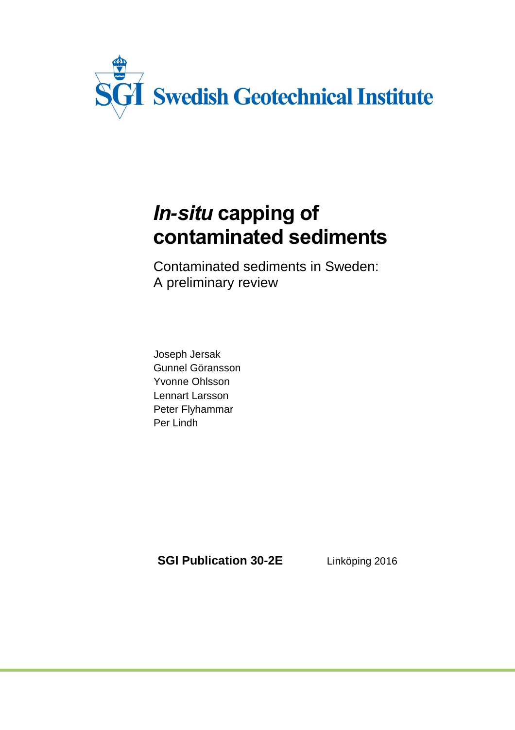Swedish Geotechnical Institute

# *In-situ* capping of contaminated sediments

Contaminated sediments in Sweden:
A preliminary review

Joseph Jersak
Gunnel Göransson
Yvonne Ohlsson
Lennart Larsson
Peter Flyhammar
Per Lindh

**SGI Publication 30-2E**

Linköping 2016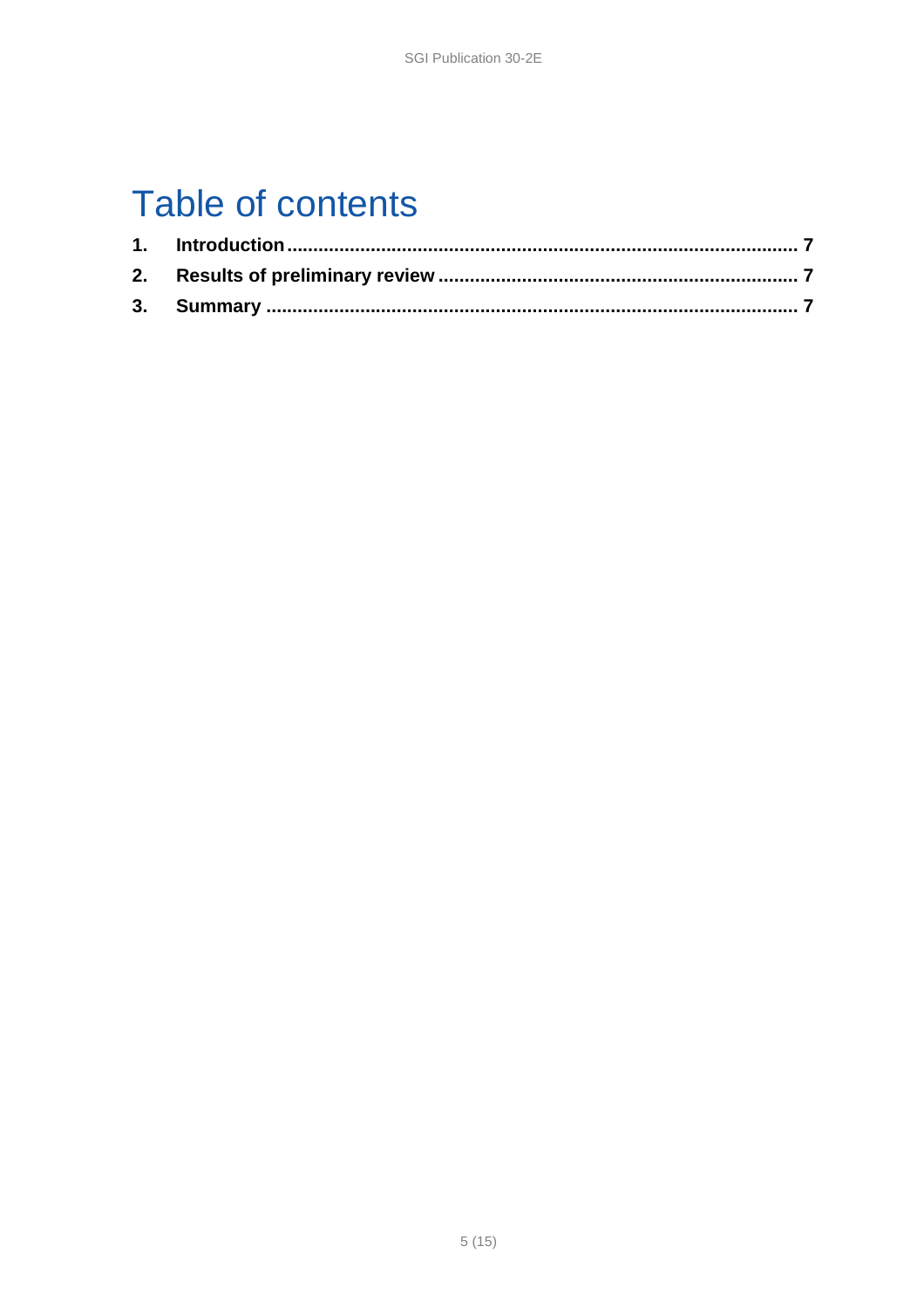# Table of contents

1. **Introduction** .......... 7
2. **Results of preliminary review** .......... 7
3. **Summary** .......... 7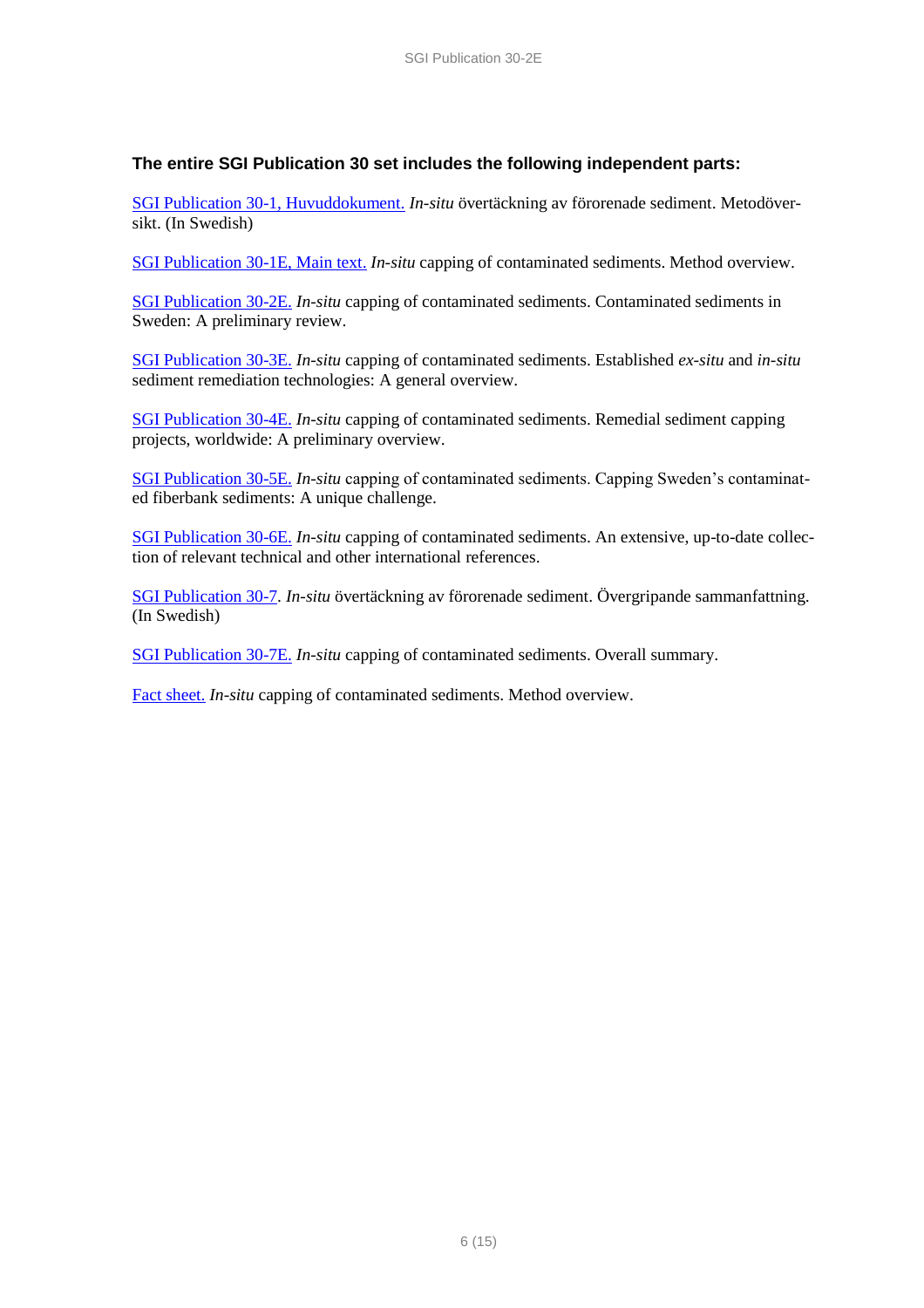### The entire SGI Publication 30 set includes the following independent parts:

SGI Publication 30-1, Huvuddokument. *In-situ* övertäckning av förorenade sediment. Metodöversikt. (In Swedish)

SGI Publication 30-1E, Main text. *In-situ* capping of contaminated sediments. Method overview.

SGI Publication 30-2E. *In-situ* capping of contaminated sediments. Contaminated sediments in Sweden: A preliminary review.

SGI Publication 30-3E. *In-situ* capping of contaminated sediments. Established *ex-situ* and *in-situ* sediment remediation technologies: A general overview.

SGI Publication 30-4E. *In-situ* capping of contaminated sediments. Remedial sediment capping projects, worldwide: A preliminary overview.

SGI Publication 30-5E. *In-situ* capping of contaminated sediments. Capping Sweden's contaminated fiberbank sediments: A unique challenge.

SGI Publication 30-6E. *In-situ* capping of contaminated sediments. An extensive, up-to-date collection of relevant technical and other international references.

SGI Publication 30-7. *In-situ* övertäckning av förorenade sediment. Övergripande sammanfattning. (In Swedish)

SGI Publication 30-7E. *In-situ* capping of contaminated sediments. Overall summary.

Fact sheet. *In-situ* capping of contaminated sediments. Method overview.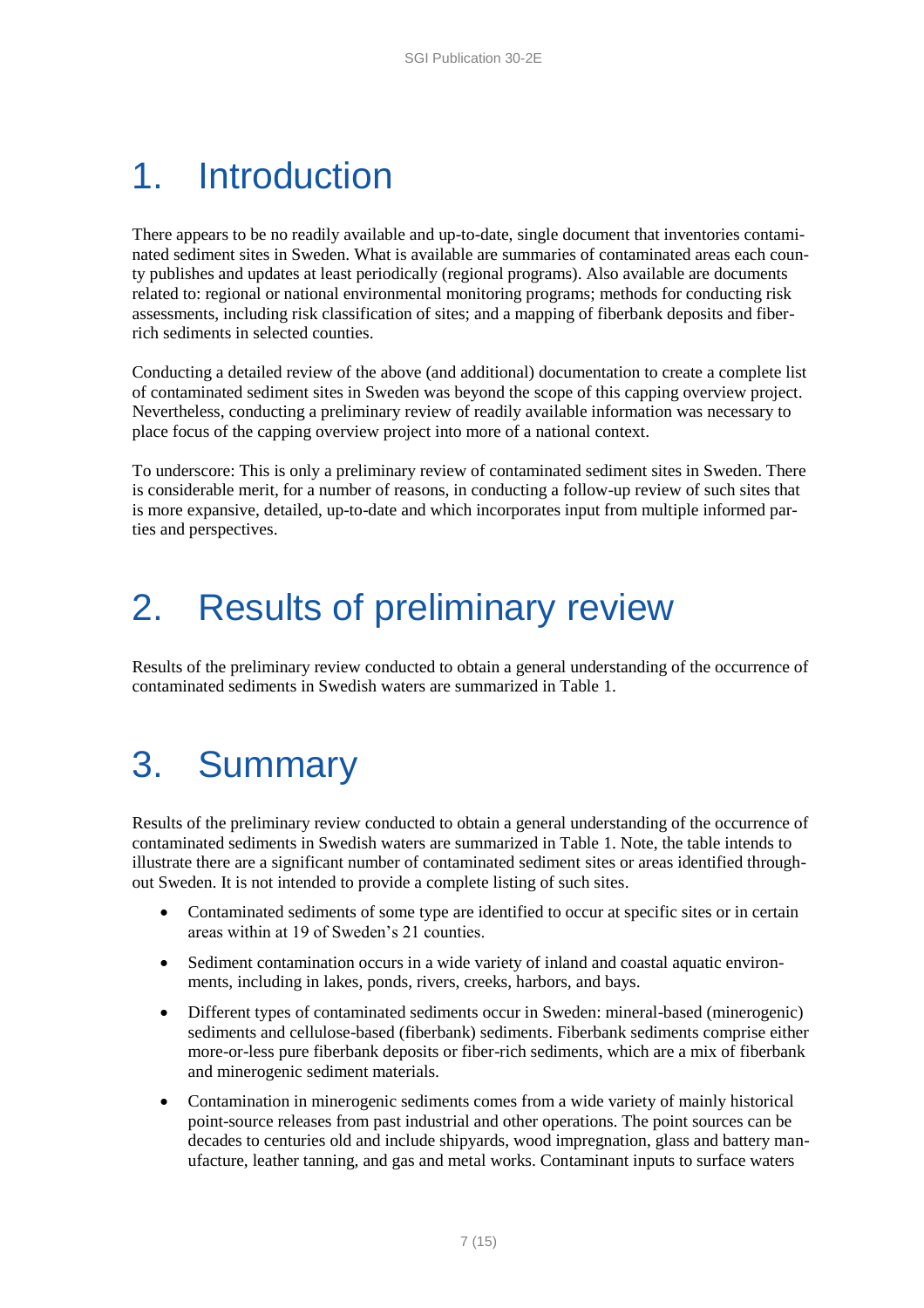# 1. Introduction

There appears to be no readily available and up-to-date, single document that inventories contaminated sediment sites in Sweden. What is available are summaries of contaminated areas each county publishes and updates at least periodically (regional programs). Also available are documents related to: regional or national environmental monitoring programs; methods for conducting risk assessments, including risk classification of sites; and a mapping of fiberbank deposits and fiber-rich sediments in selected counties.

Conducting a detailed review of the above (and additional) documentation to create a complete list of contaminated sediment sites in Sweden was beyond the scope of this capping overview project. Nevertheless, conducting a preliminary review of readily available information was necessary to place focus of the capping overview project into more of a national context.

To underscore: This is only a preliminary review of contaminated sediment sites in Sweden. There is considerable merit, for a number of reasons, in conducting a follow-up review of such sites that is more expansive, detailed, up-to-date and which incorporates input from multiple informed parties and perspectives.

# 2. Results of preliminary review

Results of the preliminary review conducted to obtain a general understanding of the occurrence of contaminated sediments in Swedish waters are summarized in Table 1.

# 3. Summary

Results of the preliminary review conducted to obtain a general understanding of the occurrence of contaminated sediments in Swedish waters are summarized in Table 1. Note, the table intends to illustrate there are a significant number of contaminated sediment sites or areas identified throughout Sweden. It is not intended to provide a complete listing of such sites.

- Contaminated sediments of some type are identified to occur at specific sites or in certain areas within at 19 of Sweden's 21 counties.
- Sediment contamination occurs in a wide variety of inland and coastal aquatic environments, including in lakes, ponds, rivers, creeks, harbors, and bays.
- Different types of contaminated sediments occur in Sweden: mineral-based (minerogenic) sediments and cellulose-based (fiberbank) sediments. Fiberbank sediments comprise either more-or-less pure fiberbank deposits or fiber-rich sediments, which are a mix of fiberbank and minerogenic sediment materials.
- Contamination in minerogenic sediments comes from a wide variety of mainly historical point-source releases from past industrial and other operations. The point sources can be decades to centuries old and include shipyards, wood impregnation, glass and battery manufacture, leather tanning, and gas and metal works. Contaminant inputs to surface waters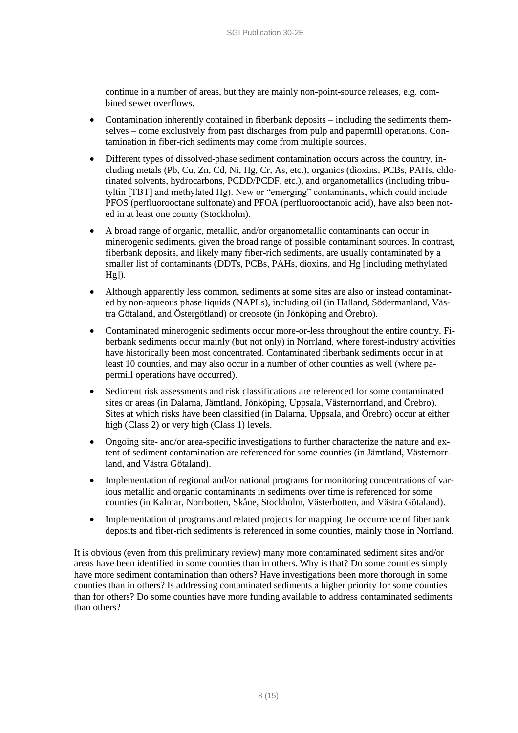continue in a number of areas, but they are mainly non-point-source releases, e.g. combined sewer overflows.

- Contamination inherently contained in fiberbank deposits – including the sediments themselves – come exclusively from past discharges from pulp and papermill operations. Contamination in fiber-rich sediments may come from multiple sources.
- Different types of dissolved-phase sediment contamination occurs across the country, including metals (Pb, Cu, Zn, Cd, Ni, Hg, Cr, As, etc.), organics (dioxins, PCBs, PAHs, chlorinated solvents, hydrocarbons, PCDD/PCDF, etc.), and organometallics (including tributyltin [TBT] and methylated Hg). New or "emerging" contaminants, which could include PFOS (perfluorooctane sulfonate) and PFOA (perfluorooctanoic acid), have also been noted in at least one county (Stockholm).
- A broad range of organic, metallic, and/or organometallic contaminants can occur in minerogenic sediments, given the broad range of possible contaminant sources. In contrast, fiberbank deposits, and likely many fiber-rich sediments, are usually contaminated by a smaller list of contaminants (DDTs, PCBs, PAHs, dioxins, and Hg [including methylated Hg]).
- Although apparently less common, sediments at some sites are also or instead contaminated by non-aqueous phase liquids (NAPLs), including oil (in Halland, Södermanland, Västra Götaland, and Östergötland) or creosote (in Jönköping and Örebro).
- Contaminated minerogenic sediments occur more-or-less throughout the entire country. Fiberbank sediments occur mainly (but not only) in Norrland, where forest-industry activities have historically been most concentrated. Contaminated fiberbank sediments occur in at least 10 counties, and may also occur in a number of other counties as well (where papermill operations have occurred).
- Sediment risk assessments and risk classifications are referenced for some contaminated sites or areas (in Dalarna, Jämtland, Jönköping, Uppsala, Västernorrland, and Örebro). Sites at which risks have been classified (in Dalarna, Uppsala, and Örebro) occur at either high (Class 2) or very high (Class 1) levels.
- Ongoing site- and/or area-specific investigations to further characterize the nature and extent of sediment contamination are referenced for some counties (in Jämtland, Västernorrland, and Västra Götaland).
- Implementation of regional and/or national programs for monitoring concentrations of various metallic and organic contaminants in sediments over time is referenced for some counties (in Kalmar, Norrbotten, Skåne, Stockholm, Västerbotten, and Västra Götaland).
- Implementation of programs and related projects for mapping the occurrence of fiberbank deposits and fiber-rich sediments is referenced in some counties, mainly those in Norrland.

It is obvious (even from this preliminary review) many more contaminated sediment sites and/or areas have been identified in some counties than in others. Why is that? Do some counties simply have more sediment contamination than others? Have investigations been more thorough in some counties than in others? Is addressing contaminated sediments a higher priority for some counties than for others? Do some counties have more funding available to address contaminated sediments than others?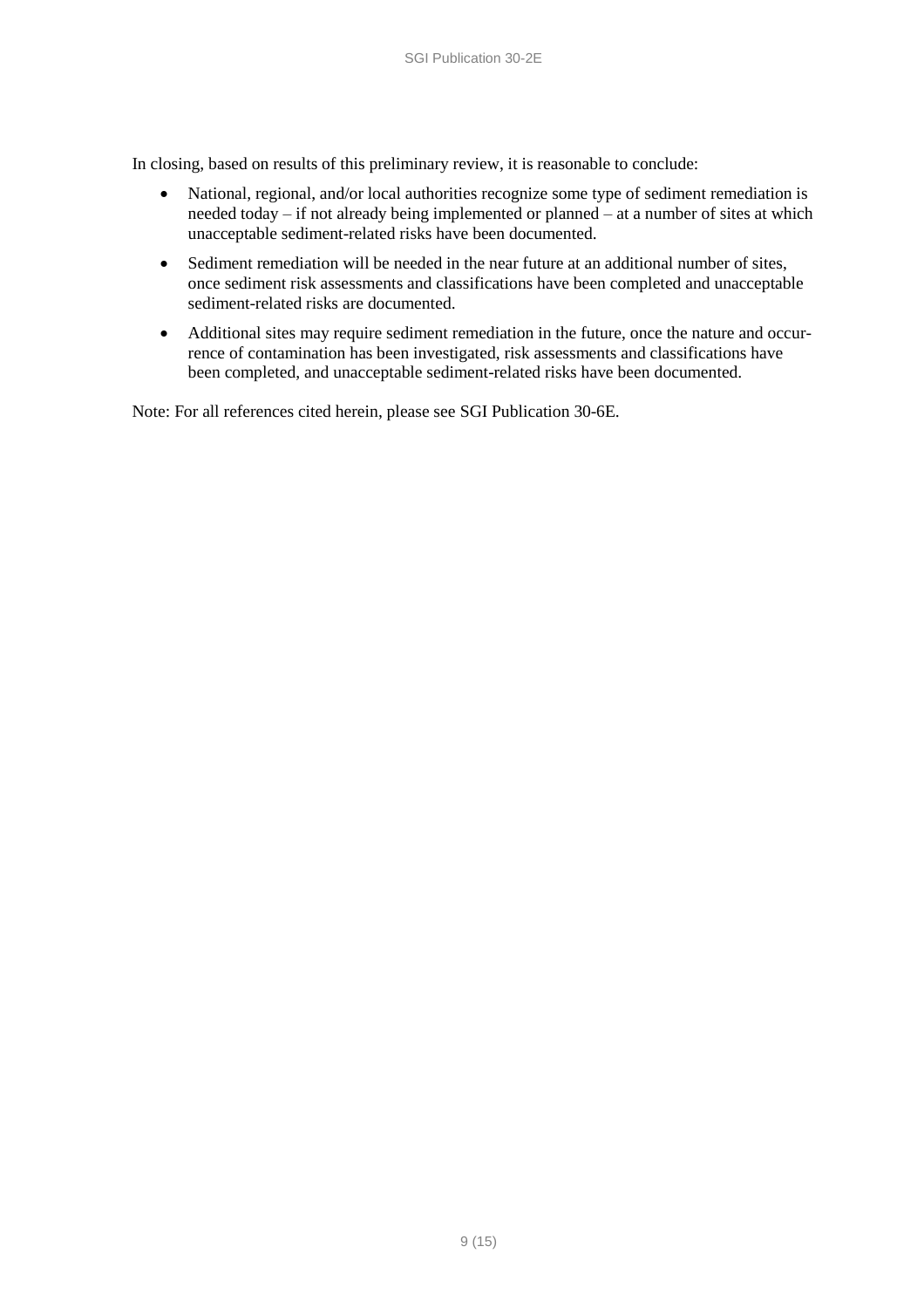In closing, based on results of this preliminary review, it is reasonable to conclude:

- National, regional, and/or local authorities recognize some type of sediment remediation is needed today – if not already being implemented or planned – at a number of sites at which unacceptable sediment-related risks have been documented.
- Sediment remediation will be needed in the near future at an additional number of sites, once sediment risk assessments and classifications have been completed and unacceptable sediment-related risks are documented.
- Additional sites may require sediment remediation in the future, once the nature and occurrence of contamination has been investigated, risk assessments and classifications have been completed, and unacceptable sediment-related risks have been documented.

Note: For all references cited herein, please see SGI Publication 30-6E.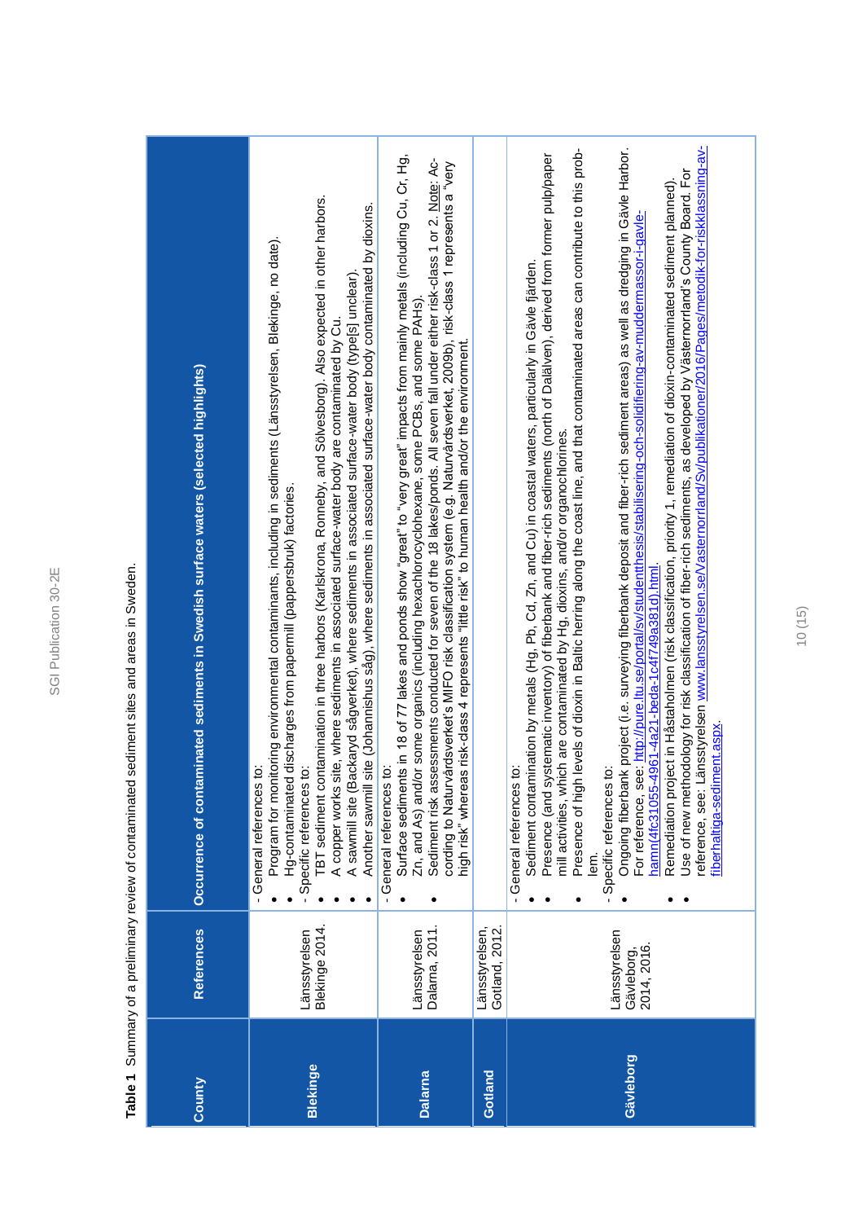**Table 1** Summary of a preliminary review of contaminated sediment sites and areas in Sweden.

| County | References | Occurrence of contaminated sediments in Swedish surface waters (selected highlights) |
|---|---|---|
| **Blekinge** | Länsstyrelsen Blekinge 2014. | - General references to:<br>• Program for monitoring environmental contaminants, including in sediments (Länsstyrelsen, Blekinge, no date).<br>• Hg-contaminated discharges from papermill (pappersbruk) factories.<br>- Specific references to:<br>• TBT sediment contamination in three harbors (Karlskrona, Ronneby, and Sölvesborg). Also expected in other harbors.<br>• A copper works site, where sediments in associated surface-water body are contaminated by Cu.<br>• A sawmill site (Backaryd sågverket), where sediments in associated surface-water body (type[s] unclear).<br>• Another sawmill site (Johannishus såg), where sediments in associated surface-water body contaminated by dioxins. |
| **Dalarna** | Länsstyrelsen Dalarna, 2011. | - General references to:<br>• Surface sediments in 18 of 77 lakes and ponds show "great" to "very great" impacts from mainly metals (including Cu, Cr, Hg, Zn, and As) and/or some organics (including hexachlorocyclohexane, some PCBs, and some PAHs).<br>• Sediment risk assessments conducted for seven of the 18 lakes/ponds. All seven fall under either risk-class 1 or 2. Note: According to Naturvårdsverket's MIFO risk classification system (e.g. Naturvårdsverket, 2009b), risk-class 1 represents a "very high risk" whereas risk-class 4 represents "little risk" to human health and/or the environment. |
| **Gotland** | Länsstyrelsen, Gotland, 2012. | |
| **Gävleborg** | Länsstyrelsen Gävleborg, 2014, 2016. | - General references to:<br>• Sediment contamination by metals (Hg, Pb, Cd, Zn, and Cu) in coastal waters, particularly in Gävle fjärden.<br>• Presence (and systematic inventory) of fiberbank and fiber-rich sediments (north of Dalälven), derived from former pulp/paper mill activities, which are contaminated by Hg, dioxins, and/or organochlorines.<br>• Presence of high levels of dioxin in Baltic herring along the coast line, and that contaminated areas can contribute to this problem.<br>- Specific references to:<br>• Ongoing fiberbank project (i.e. surveying fiberbank deposit and fiber-rich sediment areas) as well as dredging in Gävle Harbor. For reference, see: http://pure.ltu.se/portal/sv/studentthesis/stabilisering-och-solidifiering-av-muddermassor-i-gavle-hamn(4fc31055-4961-4a21-beda-1c4f749a381d).html.<br>• Remediation project in Håstaholmen (risk classification, priority 1, remediation of dioxin-contaminated sediment planned).<br>• Use of new methodology for risk classification of fiber-rich sediments, as developed by Västernorrland's County Board. For reference, see: Länsstyrelsen www.lansstyrelsen.se/Vasternorrland/Sv/publikationer/2016/Pages/metodik-for-riskklassning-av-fiberhaltiga-sediment.aspx. |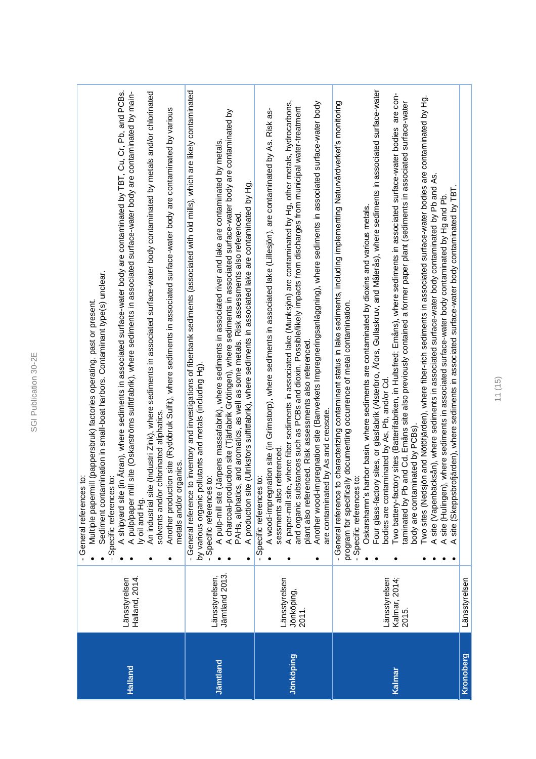| | | |
|---|---|---|
| **Halland** | Länsstyrelsen Halland, 2014. | - General references to:<br>• Multiple papermill (pappersbruk) factories operating, past or present.<br>• Sediment contamination in small-boat harbors. Contaminant type(s) unclear.<br>- Specific references to:<br>• A shipyard site (in Ätran), where sediments in associated surface-water body are contaminated by TBT, Cu, Cr, Pb, and PCBs.<br>• A pulp/paper mill site (Oskarströms sulfitfabrik), where sediments in associated surface-water body are contaminated by mainly oil and Hg.<br>• An industrial site (Industri Zink), where sediments in associated surface-water body contaminated by metals and/or chlorinated solvents and/or chlorinated aliphatics.<br>• Another production site (Rydöbruk Sulfit), where sediments in associated surface-water body are contaminated by various metals and/or organics. |
| **Jämtland** | Länsstyrelsen, Jämtland 2013. | - General reference to inventory and investigations of fiberbank sediments (associated with old mills), which are likely contaminated by various organic pollutants and metals (including Hg).<br>- Specific references to:<br>• A pulp-mill site (Järpens massafabrik), where sediments in associated river and lake are contaminated by metals.<br>• A charcoal-production site (Tjärfabrik Grötingen), where sediments in associated surface-water body are contaminated by PAHs, aliphatics, and aromatics, as well as some metals. Risk assessments also referenced.<br>• A production site (Ulriksfors sulfitfabrik), where sediments in associated lake are contaminated by Hg. |
| **Jönköping** | Länsstyrelsen Jönköping, 2011. | - Specific references to:<br>• A wood-impregnation site (in Grimstorp), where sediments in associated lake (Lillesjön), are contaminated by As. Risk assessments also referenced.<br>• A paper-mill site, where fiber sediments in associated lake (Munksjön) are contaminated by Hg, other metals, hydrocarbons, and organic substances such as PCBs and dioxin. Possible/likely impacts from discharges from municipal water-treatment plant also referenced. Risk assessments also referenced.<br>• Another wood-impregnation site (Banverkets Impregneringsanläggning), where sediments in associated surface-water body are contaminated by As and creosote. |
| **Kalmar** | Länsstyrelsen Kalmar, 2014; 2015. | - General reference to characterizing contaminant status in lake sediments, including implementing Naturvårdverket's monitoring program for specifically documenting occurrence of metal contamination.<br>- Specific references to:<br>• Oskarshamn's harbor basin, where sediments are contaminated by dioxins and various metals.<br>• Four glass-factory sites, or glasfabrik (Alsterbro, Åfors, Gullaskruv, and Måleräs), where sediments in associated surface-water bodies are contaminated by As, Pb, and/or Cd.<br>• Two battery-factory sites (Batterifabriken, in Hultsfred; Emåns), where sediments in associated surface-water bodies are contaminated by Pb and Cd. Emåns site also previously contained a former paper plant (sediments in associated surface-water body are contaminated by PCBs).<br>• Two sites (Nedsjön and Nötöfjärden), where fiber-rich sediments in associated surface-water bodies are contaminated by Hg.<br>• A site (Vapenbäcksån), where sediments in associated surface-water body contaminated by Pb and As.<br>• A site (Hulingen), where sediments in associated surface-water body contaminated by Hg and Pb.<br>• A site (Skeppsbrofjärden), where sediments in associated surface-water body contaminated by TBT. |
| **Kronoberg** | Länsstyrelsen | |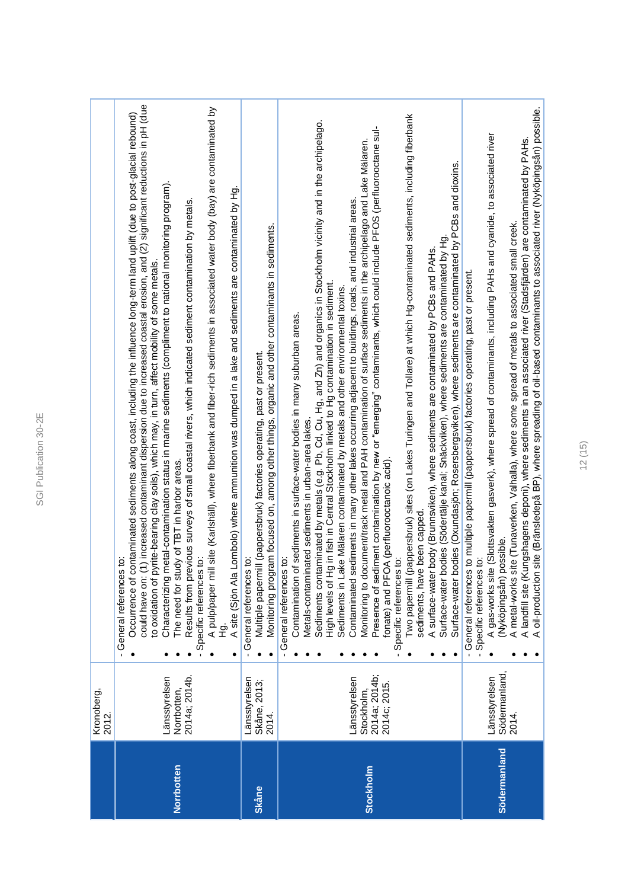| | Kronoberg, 2012. | |
|---|---|---|
| **Norrbotten** | Länsstyrelsen Norrbotten, 2014a; 2014b. | - General references to:<br>• Occurrence of contaminated sediments along coast, including the influence long-term land uplift (due to post-glacial rebound) could have on: (1) increased contaminant dispersion due to increased coastal erosion, and (2) significant reductions in pH (due to oxidation of pyrite-bearing clay soils), which may, in turn, affect mobility of some metals.<br>• Characterizing metal-contamination status in marine sediments (compliment to national monitoring program).<br>• The need for study of TBT in harbor areas.<br>• Results from previous surveys of small coastal rivers, which indicated sediment contamination by metals.<br>- Specific references to:<br>• A pulp/paper mill site (Karlshäll), where fiberbank and fiber-rich sediments in associated water body (bay) are contaminated by Hg.<br>• A site (Sjön Ala Lombolo) where ammunition was dumped in a lake and sediments are contaminated by Hg. |
| **Skåne** | Länsstyrelsen Skåne, 2013; 2014. | - General references to:<br>• Multiple papermill (pappersbruk) factories operating, past or present.<br>• Monitoring program focused on, among other things, organic and other contaminants in sediments. |
| **Stockholm** | Länsstyrelsen Stockholm, 2014a; 2014b; 2014c; 2015. | - General references to:<br>• Contamination of sediments in surface-water bodies in many suburban areas.<br>• Metals-contaminated sediments in urban-area lakes.<br>• Sediments contaminated by metals (e.g. Pb, Cd, Cu, Hg, and Zn) and organics in Stockholm vicinity and in the archipelago.<br>• High levels of Hg in fish in Central Stockholm linked to Hg contamination in sediment.<br>• Sediments in Lake Mälaren contaminated by metals and other environmental toxins.<br>• Contaminated sediments in many other lakes occurring adjacent to buildings, roads, and industrial areas.<br>• Monitoring to document/track metal and PAH contamination of surface sediments in the archipelago and Lake Mälaren.<br>• Presence of sediment contamination by new or "emerging" contaminants, which could include PFOS (perfluorooctane sulfonate) and PFOA (perfluorooctanoic acid).<br>- Specific references to:<br>• Two papermill (pappersbruk) sites (on Lakes Turingen and Tollare) at which Hg-contaminated sediments, including fiberbank sediments, have been capped.<br>• A surface-water body (Brunnsviken), where sediments are contaminated by PCBs and PAHs.<br>• Surface-water bodies (Södertälje kanal; Snäckviken), where sediments are contaminated by Hg.<br>• Surface-water bodies (Oxundasjön; Rosersbergsviken), where sediments are contaminated by PCBs and dioxins. |
| **Södermanland** | Länsstyrelsen Södermanland, 2014. | - General references to multiple papermill (pappersbruk) factories operating, past or present.<br>- Specific references to:<br>• A gas-works site (Slottsvakten gasverk), where spread of contaminants, including PAHs and cyanide, to associated river (Nyköpingsån) possible.<br>• A metal-works site (Tunaverken, Valhalla), where some spread of metals to associated small creek.<br>• A landfill site (Kungshagens deponi), where sediments in an associated river (Stadsfjärden) are contaminated by PAHs.<br>• A oil-production site (Bränsledepå BP), where spreading of oil-based contaminants to associated river (Nyköpingsån) possible. |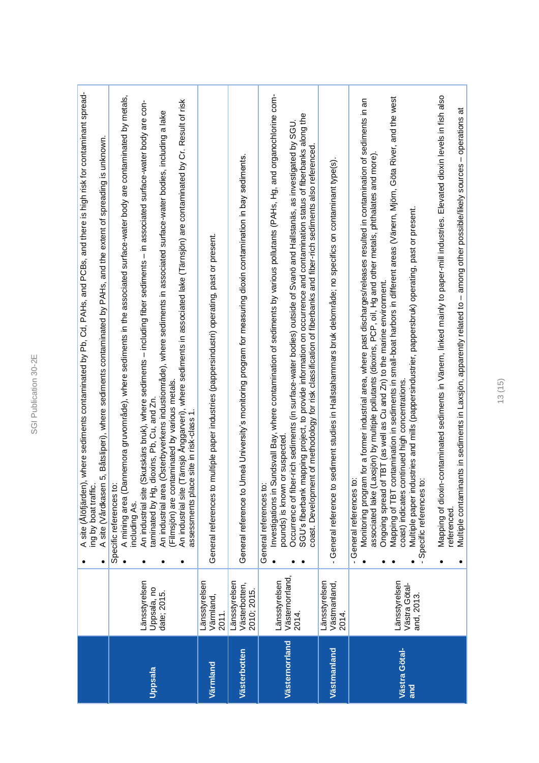| | | |
|---|---|---|
| | | • A site (Ålöfjärden), where sediments contaminated by Pb, Cd, PAHs, and PCBs, and there is high risk for contaminant spreading by boat traffic.<br>• A site (Vårdkasen 5, Båtsliperi), where sediments contaminated by PAHs, and the extent of spreading is unknown. |
| **Uppsala** | Länsstyrelsen Uppsala, no date; 2015. | Specific references to:<br>• A mining area (Dannemora gruvområde), where sediments in the associated surface-water body are contaminated by metals, including As.<br>• An industrial site (Skutskärs bruk), where sediments – including fiber sediments – in associated surface-water body are contaminated by Hg, dioxins, Pb, Cu, and Zn.<br>• An industrial area (Österbyverkens industiområde), where sediments in associated surface-water bodies, including a lake (Filmsjön) are contaminated by various metals.<br>• An industrial site (Tärnsjö Ånggarveri), where sediments in associated lake (Tärnsjön) are contaminated by Cr. Result of risk assessments place site in risk-class 1. |
| **Värmland** | Länsstyrelsen Värmland, 2011. | General references to multiple paper industries (pappersindustri) operating, past or present. |
| **Västerbotten** | Länsstyrelsen Västerbotten, 2010; 2015. | General reference to Umeå University's monitoring program for measuring dioxin contamination in bay sediments. |
| **Västernorrland** | Länsstyrelsen Västernorrland, 2014. | General references to:<br>• Investigations in Sundsvall Bay, where contamination of sediments by various pollutants (PAHs, Hg, and organochlorine compounds) is known or suspected.<br>• Occurrence of fiber-rich sediments (in surface-water bodies) outside of Svanö and Hallstanäs, as investigated by SGU.<br>• SGU's fiberbank mapping project, to provide information on occurrence and contamination status of fiberbanks along the coast. Development of methodology for risk classification of fiberbanks and fiber-rich sediments also referenced. |
| **Västmanland** | Länsstyrelsen Västmanland, 2014. | - General reference to sediment studies in Hallstahammars bruk delområde; no specifics on contaminant type(s). |
| **Västra Götaland** | Länsstyrelsen Västra Götaland, 2013. | - General references to:<br>• Monitoring program for a former industrial area, where past discharges/releases resulted in contamination of sediments in an associated lake (Laxsjön) by multiple pollutants (dioxins, PCP, oil, Hg and other metals, phthalates and more).<br>• Ongoing spread of TBT (as well as Cu and Zn) to the marine environment.<br>• Mapping of TBT contamination in sediments in small-boat harbors in different areas (Vänern, Mjörn, Göta River, and the west coast) indicates continued high concentrations.<br>• Multiple paper industries and mills (pappersindustrier, pappersbruk) operating, past or present.<br>- Specific references to:<br>• Mapping of dioxin-contaminated sediments in Vänern, linked mainly to paper-mill industries. Elevated dioxin levels in fish also referenced.<br>• Multiple contaminants in sediments in Laxsjön, apparently related to – among other possible/likely sources – operations at |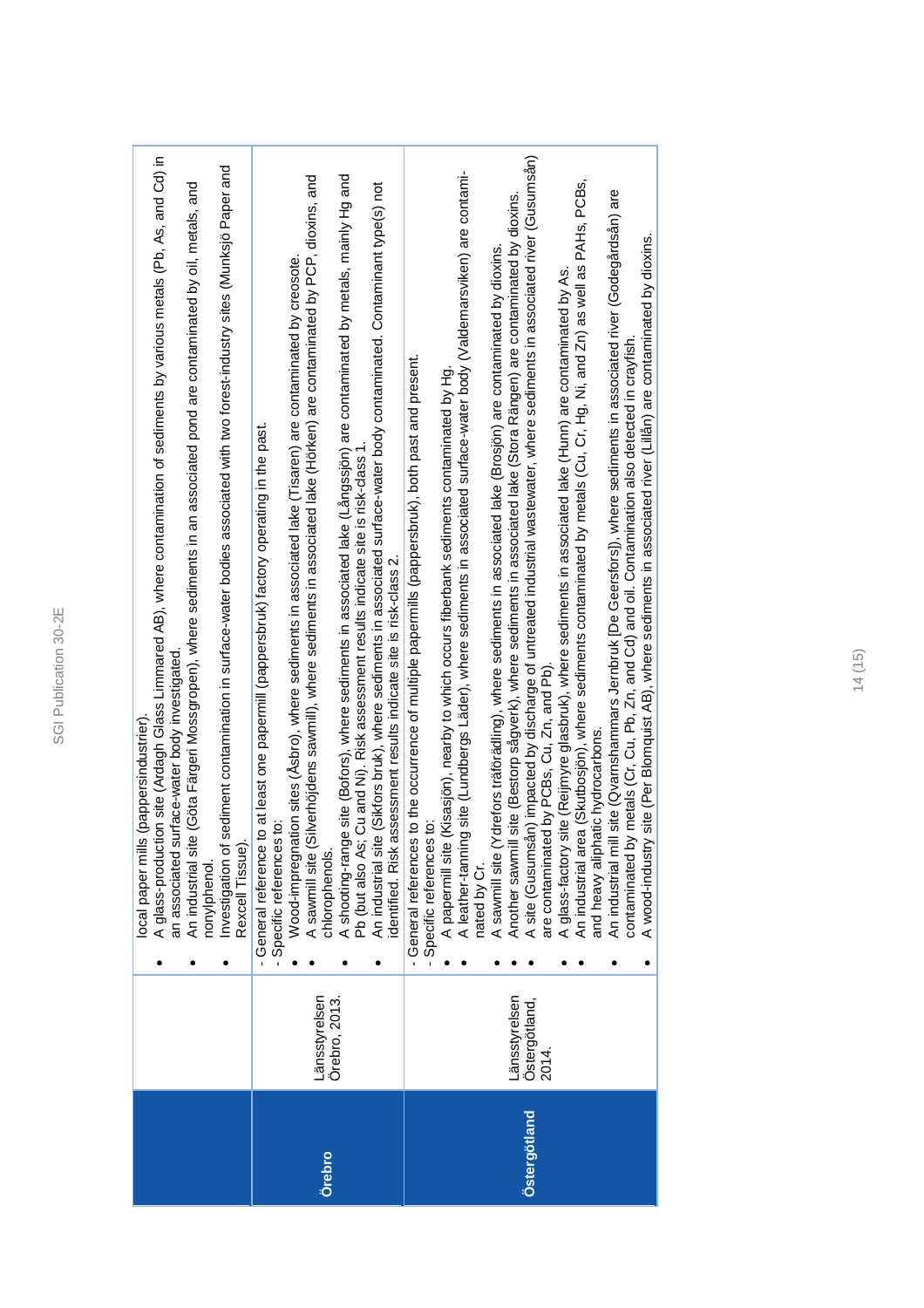| | | |
|---|---|---|
| | | local paper mills (pappersindustrier).<br>• A glass-production site (Ardagh Glass Limmared AB), where contamination of sediments by various metals (Pb, As, and Cd) in an associated surface-water body investigated.<br>• An industrial site (Göta Färgeri Mossgropen), where sediments in an associated pond are contaminated by oil, metals, and nonylphenol.<br>• Investigation of sediment contamination in surface-water bodies associated with two forest-industry sites (Munksjö Paper and Rexcell Tissue). |
| **Örebro** | Länsstyrelsen Örebro, 2013. | - General reference to at least one papermill (pappersbruk) factory operating in the past.<br>- Specific references to:<br>• Wood-impregnation sites (Åsbro), where sediments in associated lake (Tisaren) are contaminated by creosote.<br>• A sawmill site (Silverhöjdens sawmill), where sediments in associated lake (Hörken) are contaminated by PCP, dioxins, and chlorophenols.<br>• A shooting-range site (Bofors), where sediments in associated lake (Långssjön) are contaminated by metals, mainly Hg and Pb (but also As; Cu and Ni). Risk assessment results indicate site is risk-class 1.<br>• An industrial site (Sikfors bruk), where sediments in associated surface-water body contaminated. Contaminant type(s) not identified. Risk assessment results indicate site is risk-class 2. |
| **Östergötland** | Länsstyrelsen Östergötland, 2014. | - General references to the occurrence of multiple papermills (pappersbruk), both past and present.<br>- Specific references to:<br>• A papermill site (Kisasjön), nearby to which occurs fiberbank sediments contaminated by Hg.<br>• A leather-tanning site (Lundbergs Läder), where sediments in associated surface-water body (Valdemarsviken) are contaminated by Cr.<br>• A sawmill site (Ydrefors träförädling), where sediments in associated lake (Brosjön) are contaminated by dioxins.<br>• Another sawmill site (Bestorp sågverk), where sediments in associated lake (Stora Rängen) are contaminated by dioxins.<br>• A site (Gusumsån) impacted by discharge of untreated industrial wastewater, where sediments in associated river (Gusumsån) are contaminated by PCBs, Cu, Zn, and Pb).<br>• A glass-factory site (Reijmyre glasbruk), where sediments in associated lake (Hunn) are contaminated by As.<br>• An industrial area (Skutbosjön), where sediments contaminated by metals (Cu, Cr, Hg, Ni, and Zn) as well as PAHs, PCBs, and heavy aliphatic hydrocarbons.<br>• An industrial mill site (Qvarnshammars Jernbruk [De Geersfors]), where sediments in associated river (Godegårdsån) are contaminated by metals (Cr, Cu, Pb, Zn, and Cd) and oil. Contamination also detected in crayfish.<br>• A wood-industry site (Per Blomquist AB), where sediments in associated river (Lillån) are contaminated by dioxins. |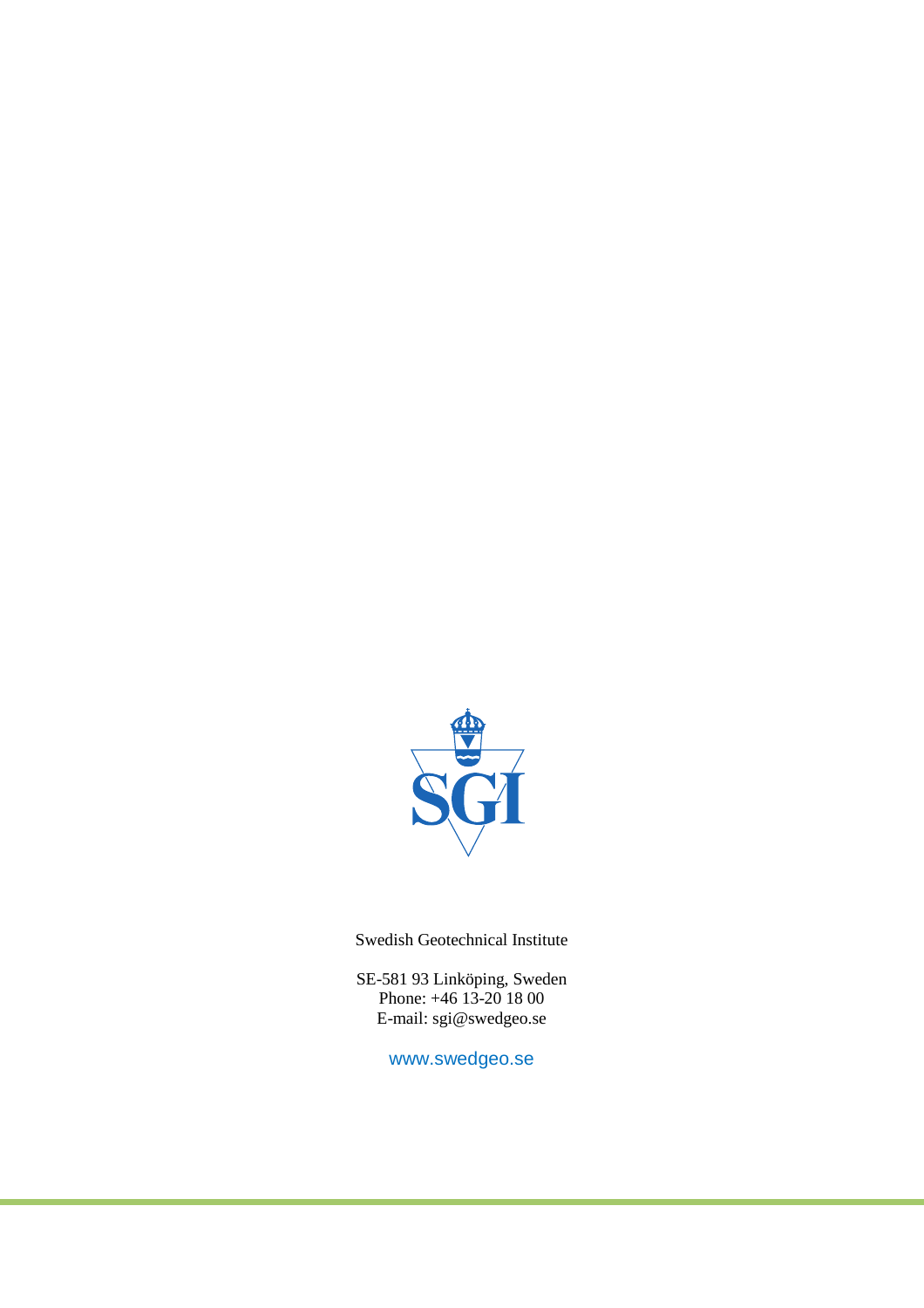Swedish Geotechnical Institute

SE-581 93 Linköping, Sweden
Phone: +46 13-20 18 00
E-mail: sgi@swedgeo.se

www.swedgeo.se